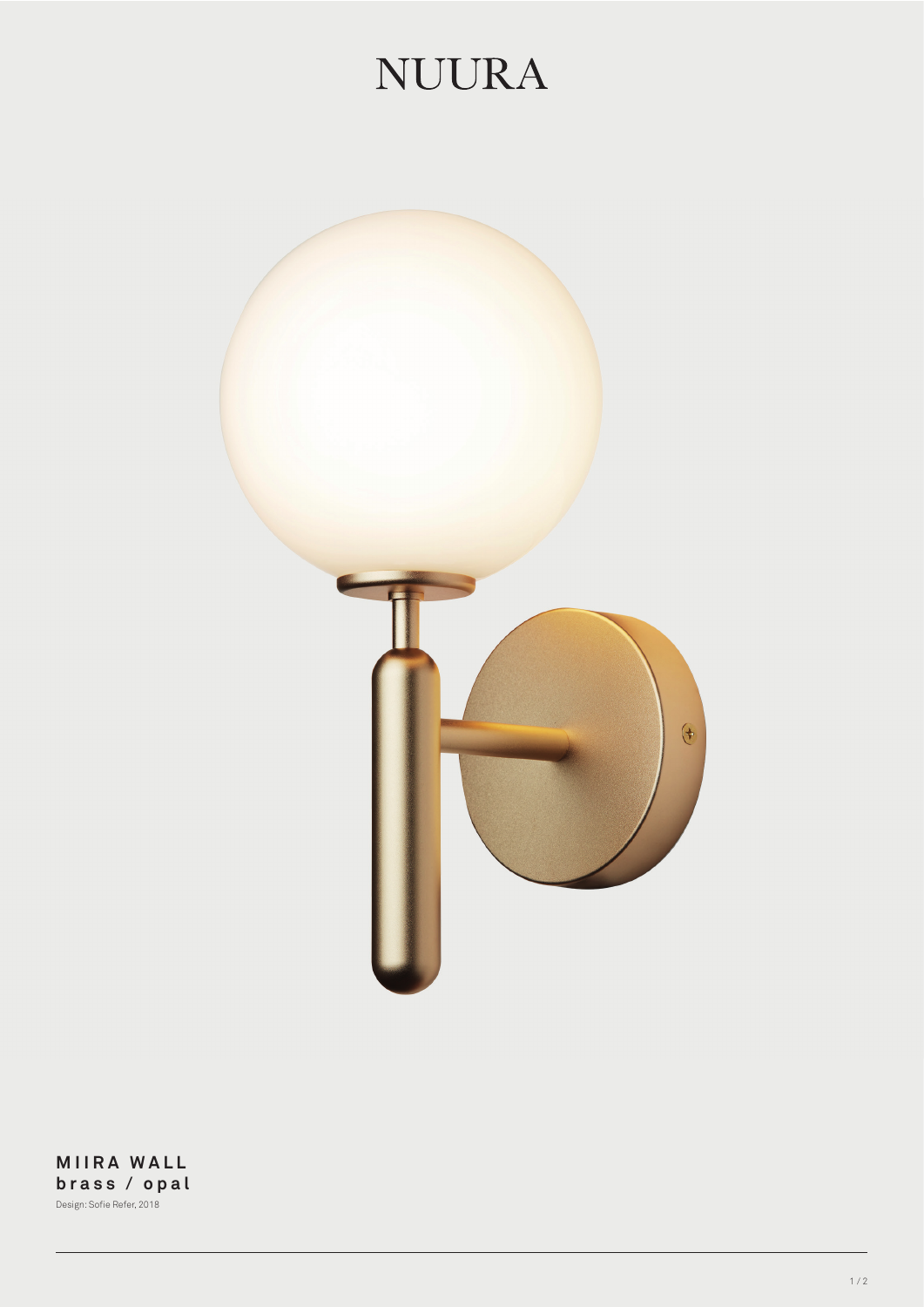# NUURA

**MIIRA WALL**
**brass / opal**
Design: Sofie Refer, 2018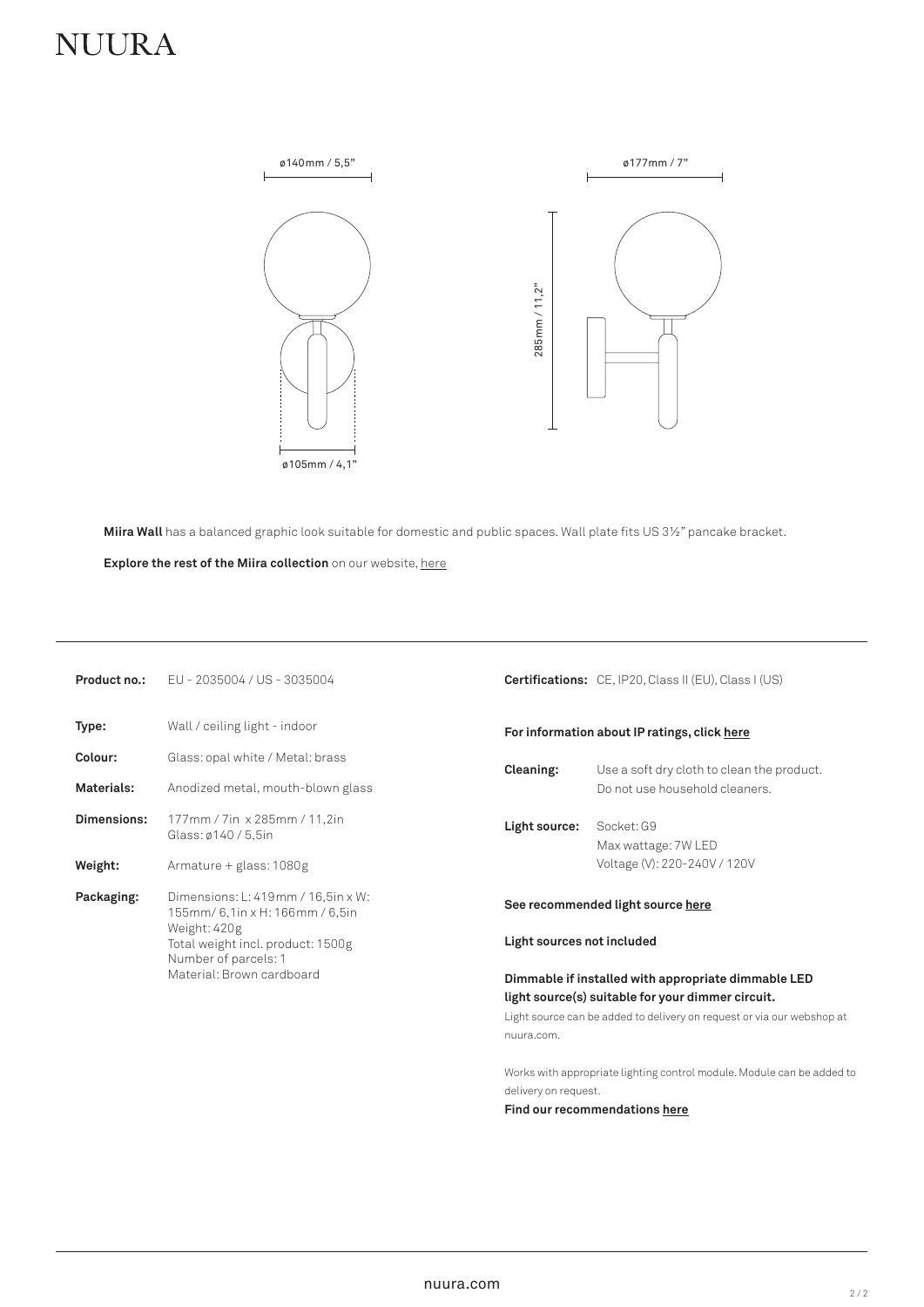# NUURA

ø140mm / 5,5"

ø177mm / 7"

285mm / 11,2"

ø105mm / 4,1"

**Miira Wall** has a balanced graphic look suitable for domestic and public spaces. Wall plate fits US 3½" pancake bracket.

**Explore the rest of the Miira collection** on our website, here

| | |
|---|---|
| **Product no.:** | EU - 2035004 / US - 3035004 |
| **Type:** | Wall / ceiling light - indoor |
| **Colour:** | Glass: opal white / Metal: brass |
| **Materials:** | Anodized metal, mouth-blown glass |
| **Dimensions:** | 177mm / 7in x 285mm / 11,2in<br>Glass: ø140 / 5,5in |
| **Weight:** | Armature + glass: 1080g |
| **Packaging:** | Dimensions: L: 419mm / 16,5in x W: 155mm/ 6,1in x H: 166mm / 6,5in<br>Weight: 420g<br>Total weight incl. product: 1500g<br>Number of parcels: 1<br>Material: Brown cardboard |

**Certifications:** CE, IP20, Class II (EU), Class I (US)

**For information about IP ratings, click here**

| | |
|---|---|
| **Cleaning:** | Use a soft dry cloth to clean the product.<br>Do not use household cleaners. |
| **Light source:** | Socket: G9<br>Max wattage: 7W LED<br>Voltage (V): 220-240V / 120V |

**See recommended light source here**

**Light sources not included**

**Dimmable if installed with appropriate dimmable LED light source(s) suitable for your dimmer circuit.**

Light source can be added to delivery on request or via our webshop at nuura.com.

Works with appropriate lighting control module. Module can be added to delivery on request.

**Find our recommendations here**

nuura.com